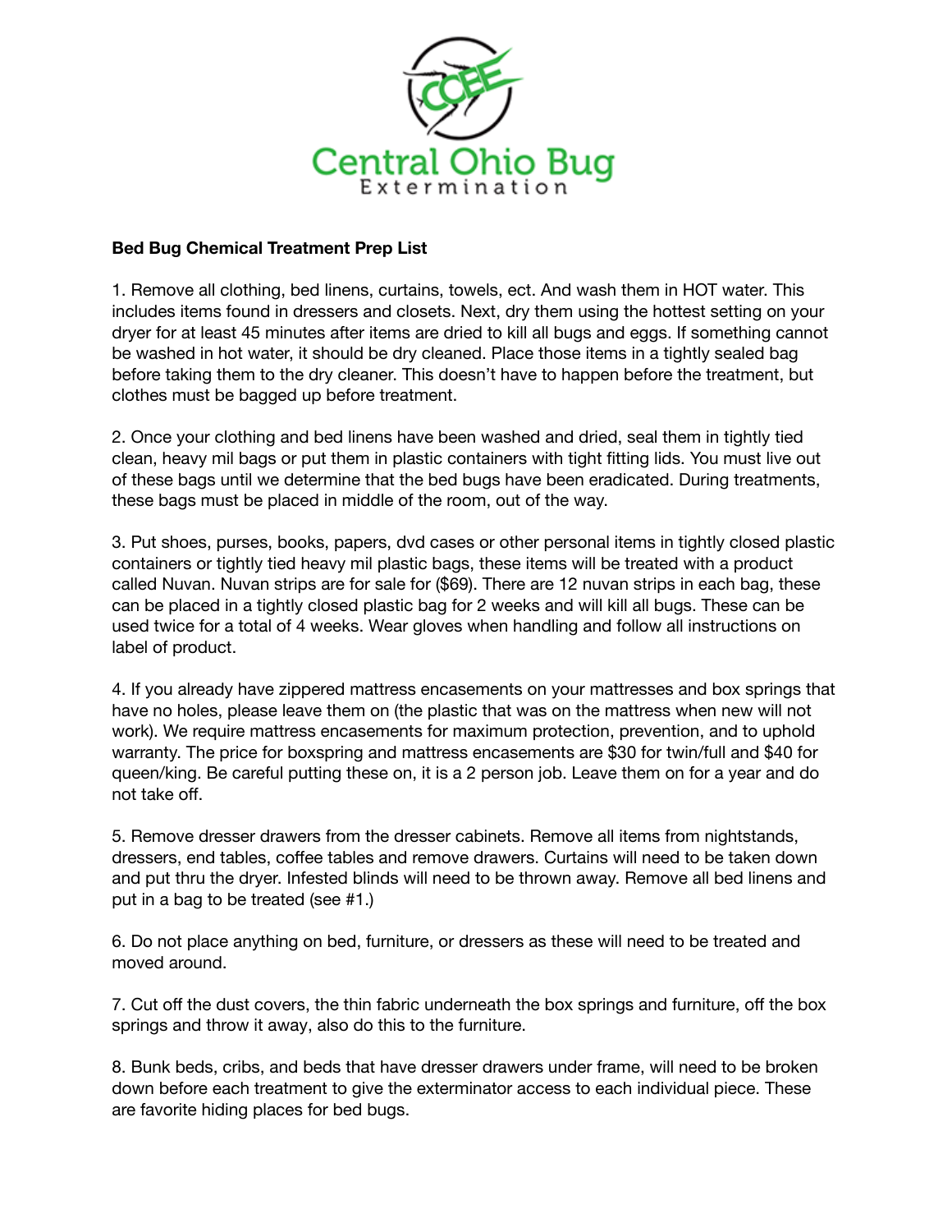Central Ohio Bug
Extermination

**Bed Bug Chemical Treatment Prep List**

1. Remove all clothing, bed linens, curtains, towels, ect. And wash them in HOT water. This includes items found in dressers and closets. Next, dry them using the hottest setting on your dryer for at least 45 minutes after items are dried to kill all bugs and eggs. If something cannot be washed in hot water, it should be dry cleaned. Place those items in a tightly sealed bag before taking them to the dry cleaner. This doesn't have to happen before the treatment, but clothes must be bagged up before treatment.

2. Once your clothing and bed linens have been washed and dried, seal them in tightly tied clean, heavy mil bags or put them in plastic containers with tight fitting lids. You must live out of these bags until we determine that the bed bugs have been eradicated. During treatments, these bags must be placed in middle of the room, out of the way.

3. Put shoes, purses, books, papers, dvd cases or other personal items in tightly closed plastic containers or tightly tied heavy mil plastic bags, these items will be treated with a product called Nuvan. Nuvan strips are for sale for ($69). There are 12 nuvan strips in each bag, these can be placed in a tightly closed plastic bag for 2 weeks and will kill all bugs. These can be used twice for a total of 4 weeks. Wear gloves when handling and follow all instructions on label of product.

4. If you already have zippered mattress encasements on your mattresses and box springs that have no holes, please leave them on (the plastic that was on the mattress when new will not work). We require mattress encasements for maximum protection, prevention, and to uphold warranty. The price for boxspring and mattress encasements are $30 for twin/full and $40 for queen/king. Be careful putting these on, it is a 2 person job. Leave them on for a year and do not take off.

5. Remove dresser drawers from the dresser cabinets. Remove all items from nightstands, dressers, end tables, coffee tables and remove drawers. Curtains will need to be taken down and put thru the dryer. Infested blinds will need to be thrown away. Remove all bed linens and put in a bag to be treated (see #1.)

6. Do not place anything on bed, furniture, or dressers as these will need to be treated and moved around.

7. Cut off the dust covers, the thin fabric underneath the box springs and furniture, off the box springs and throw it away, also do this to the furniture.

8. Bunk beds, cribs, and beds that have dresser drawers under frame, will need to be broken down before each treatment to give the exterminator access to each individual piece. These are favorite hiding places for bed bugs.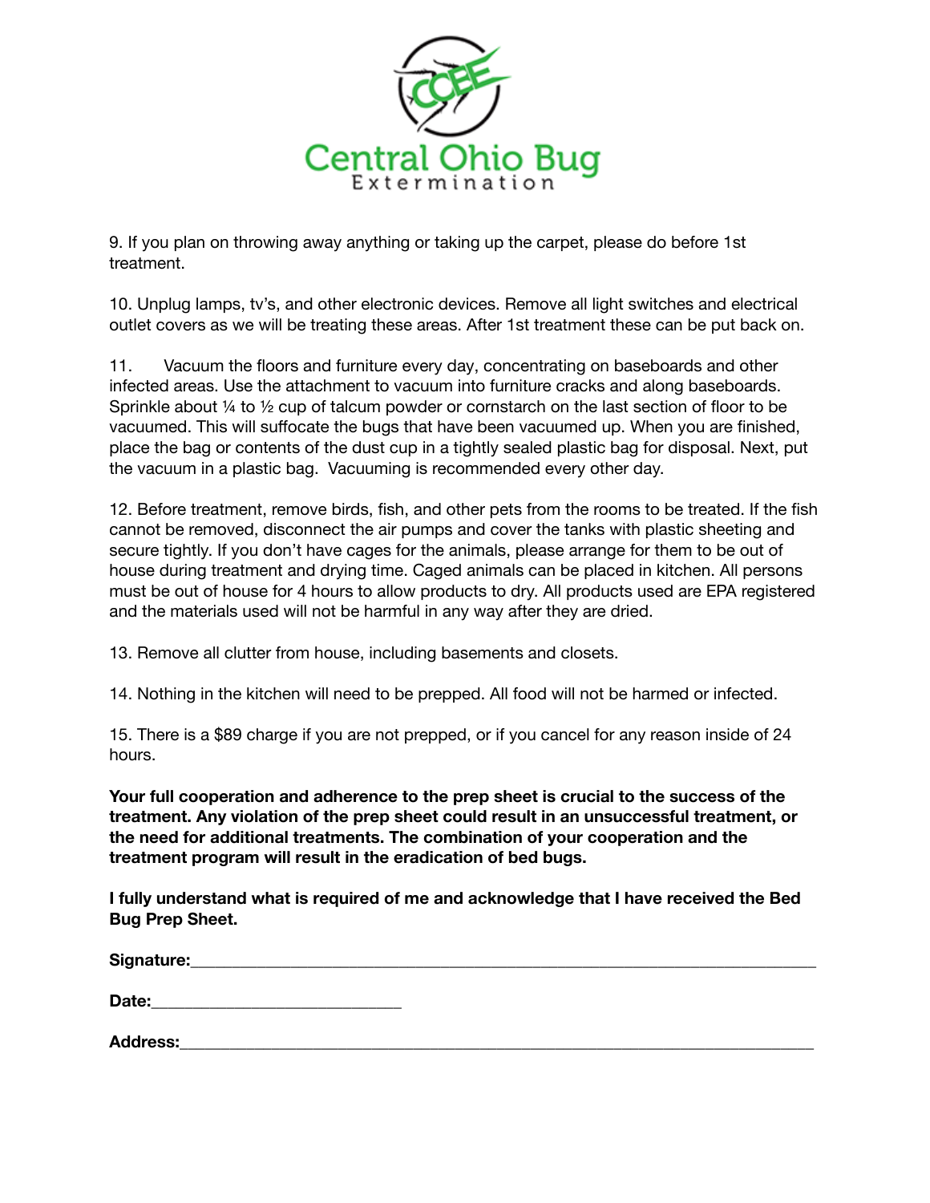Central Ohio Bug
Extermination

9. If you plan on throwing away anything or taking up the carpet, please do before 1st treatment.

10. Unplug lamps, tv's, and other electronic devices. Remove all light switches and electrical outlet covers as we will be treating these areas. After 1st treatment these can be put back on.

11. Vacuum the floors and furniture every day, concentrating on baseboards and other infected areas. Use the attachment to vacuum into furniture cracks and along baseboards. Sprinkle about ¼ to ½ cup of talcum powder or cornstarch on the last section of floor to be vacuumed. This will suffocate the bugs that have been vacuumed up. When you are finished, place the bag or contents of the dust cup in a tightly sealed plastic bag for disposal. Next, put the vacuum in a plastic bag. Vacuuming is recommended every other day.

12. Before treatment, remove birds, fish, and other pets from the rooms to be treated. If the fish cannot be removed, disconnect the air pumps and cover the tanks with plastic sheeting and secure tightly. If you don't have cages for the animals, please arrange for them to be out of house during treatment and drying time. Caged animals can be placed in kitchen. All persons must be out of house for 4 hours to allow products to dry. All products used are EPA registered and the materials used will not be harmful in any way after they are dried.

13. Remove all clutter from house, including basements and closets.

14. Nothing in the kitchen will need to be prepped. All food will not be harmed or infected.

15. There is a $89 charge if you are not prepped, or if you cancel for any reason inside of 24 hours.

**Your full cooperation and adherence to the prep sheet is crucial to the success of the treatment. Any violation of the prep sheet could result in an unsuccessful treatment, or the need for additional treatments. The combination of your cooperation and the treatment program will result in the eradication of bed bugs.**

**I fully understand what is required of me and acknowledge that I have received the Bed Bug Prep Sheet.**

**Signature:**______________________________________________

**Date:**____________________________

**Address:**______________________________________________